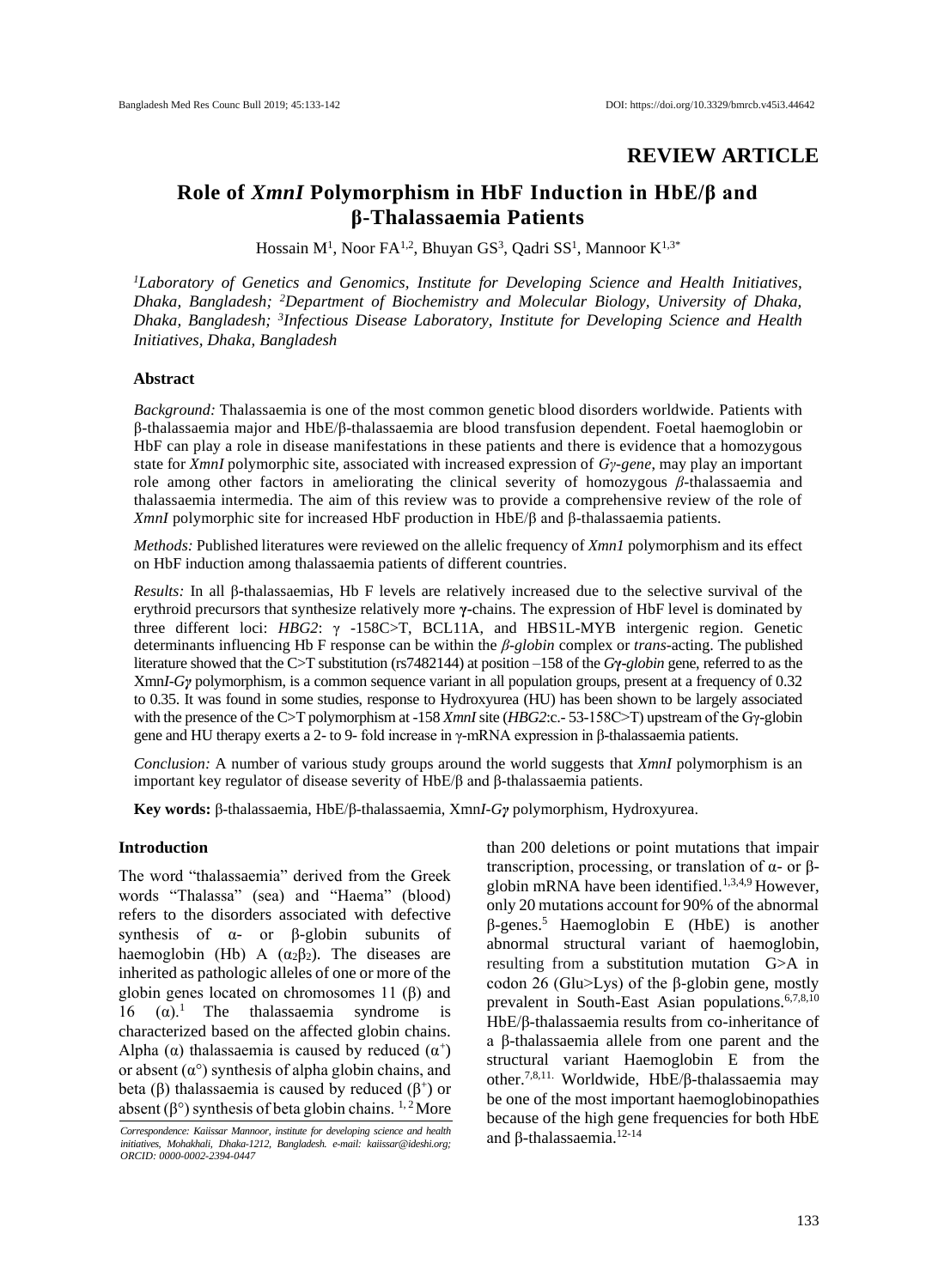**REVIEW ARTICLE**

# Role of *XmnI* Polymorphism in HbF Induction in HbE/β and β-Thalassaemia Patients

Hossain M[1], Noor FA[1,2], Bhuyan GS[3], Qadri SS[1], Mannoor K[1,3*]

*[1]Laboratory of Genetics and Genomics, Institute for Developing Science and Health Initiatives, Dhaka, Bangladesh; [2]Department of Biochemistry and Molecular Biology, University of Dhaka, Dhaka, Bangladesh; [3]Infectious Disease Laboratory, Institute for Developing Science and Health Initiatives, Dhaka, Bangladesh*

### Abstract

*Background:* Thalassaemia is one of the most common genetic blood disorders worldwide. Patients with β-thalassaemia major and HbE/β-thalassaemia are blood transfusion dependent. Foetal haemoglobin or HbF can play a role in disease manifestations in these patients and there is evidence that a homozygous state for *XmnI* polymorphic site, associated with increased expression of *Gγ-gene*, may play an important role among other factors in ameliorating the clinical severity of homozygous *β*-thalassaemia and thalassaemia intermedia. The aim of this review was to provide a comprehensive review of the role of *XmnI* polymorphic site for increased HbF production in HbE/β and β-thalassaemia patients.

*Methods:* Published literatures were reviewed on the allelic frequency of *Xmn1* polymorphism and its effect on HbF induction among thalassaemia patients of different countries.

*Results:* In all β-thalassaemias, Hb F levels are relatively increased due to the selective survival of the erythroid precursors that synthesize relatively more **γ**-chains. The expression of HbF level is dominated by three different loci: *HBG2*: γ -158C>T, BCL11A, and HBS1L-MYB intergenic region. Genetic determinants influencing Hb F response can be within the *β-globin* complex or *trans*-acting. The published literature showed that the C>T substitution (rs7482144) at position –158 of the ***Gγ-globin*** gene, referred to as the Xmn***I-Gγ*** polymorphism, is a common sequence variant in all population groups, present at a frequency of 0.32 to 0.35. It was found in some studies, response to Hydroxyurea (HU) has been shown to be largely associated with the presence of the C>T polymorphism at -158 *XmnI* site (*HBG2*:c.- 53-158C>T) upstream of the Gγ-globin gene and HU therapy exerts a 2- to 9- fold increase in γ-mRNA expression in β-thalassaemia patients.

*Conclusion:* A number of various study groups around the world suggests that *XmnI* polymorphism is an important key regulator of disease severity of HbE/β and β-thalassaemia patients.

**Key words:** β-thalassaemia, HbE/β-thalassaemia, Xmn***I-Gγ*** polymorphism, Hydroxyurea.

### Introduction

The word "thalassaemia" derived from the Greek words "Thalassa" (sea) and "Haema" (blood) refers to the disorders associated with defective synthesis of α- or β-globin subunits of haemoglobin (Hb) A ($\alpha_2\beta_2$). The diseases are inherited as pathologic alleles of one or more of the globin genes located on chromosomes 11 (β) and 16 (α).[1] The thalassaemia syndrome is characterized based on the affected globin chains. Alpha (α) thalassaemia is caused by reduced ($\alpha^+$) or absent ($\alpha^\circ$) synthesis of alpha globin chains, and beta (β) thalassaemia is caused by reduced ($\beta^+$) or absent ($\beta^\circ$) synthesis of beta globin chains. [1,2] More than 200 deletions or point mutations that impair transcription, processing, or translation of α- or β-globin mRNA have been identified.[1,3,4,9] However, only 20 mutations account for 90% of the abnormal β-genes.[5] Haemoglobin E (HbE) is another abnormal structural variant of haemoglobin, resulting from a substitution mutation G>A in codon 26 (Glu>Lys) of the β-globin gene, mostly prevalent in South-East Asian populations.[6,7,8,10] HbE/β-thalassaemia results from co-inheritance of a β-thalassaemia allele from one parent and the structural variant Haemoglobin E from the other.[7,8,11.] Worldwide, HbE/β-thalassaemia may be one of the most important haemoglobinopathies because of the high gene frequencies for both HbE and β-thalassaemia.[12-14]

*Correspondence: Kaiissar Mannoor, institute for developing science and health initiatives, Mohakhali, Dhaka-1212, Bangladesh. e-mail: kaiissar@ideshi.org; ORCID: 0000-0002-2394-0447*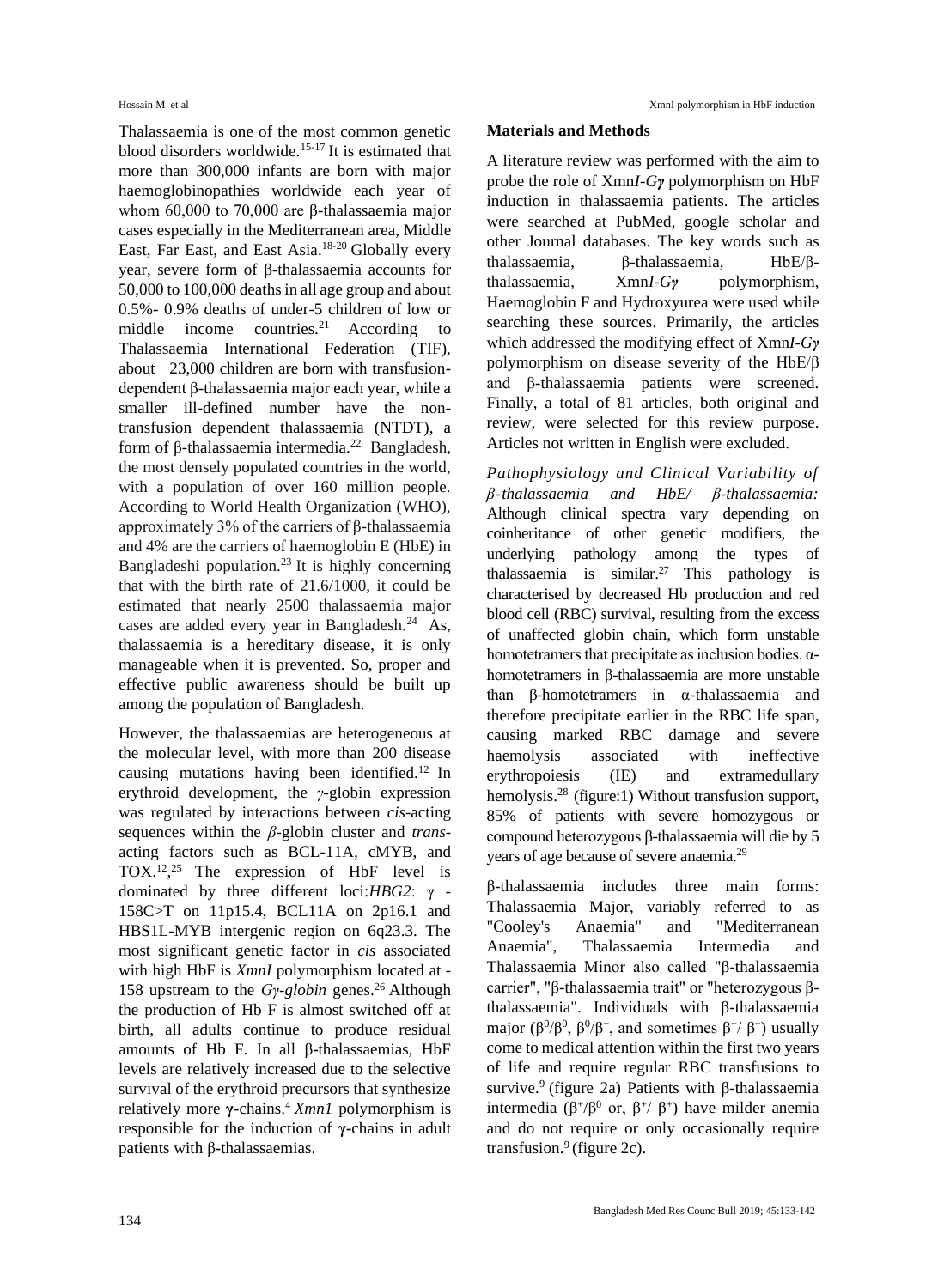Thalassaemia is one of the most common genetic blood disorders worldwide.[15-17] It is estimated that more than 300,000 infants are born with major haemoglobinopathies worldwide each year of whom 60,000 to 70,000 are β-thalassaemia major cases especially in the Mediterranean area, Middle East, Far East, and East Asia.[18-20] Globally every year, severe form of β-thalassaemia accounts for 50,000 to 100,000 deaths in all age group and about 0.5%- 0.9% deaths of under-5 children of low or middle income countries.[21] According to Thalassaemia International Federation (TIF), about 23,000 children are born with transfusion-dependent β-thalassaemia major each year, while a smaller ill-defined number have the non-transfusion dependent thalassaemia (NTDT), a form of β-thalassaemia intermedia.[22] Bangladesh, the most densely populated countries in the world, with a population of over 160 million people. According to World Health Organization (WHO), approximately 3% of the carriers of β-thalassaemia and 4% are the carriers of haemoglobin E (HbE) in Bangladeshi population.[23] It is highly concerning that with the birth rate of 21.6/1000, it could be estimated that nearly 2500 thalassaemia major cases are added every year in Bangladesh.[24] As, thalassaemia is a hereditary disease, it is only manageable when it is prevented. So, proper and effective public awareness should be built up among the population of Bangladesh.

However, the thalassaemias are heterogeneous at the molecular level, with more than 200 disease causing mutations having been identified.[12] In erythroid development, the *γ*-globin expression was regulated by interactions between *cis*-acting sequences within the *β*-globin cluster and *trans*-acting factors such as BCL-11A, cMYB, and TOX.[12,25] The expression of HbF level is dominated by three different loci:*HBG2*: γ -158C>T on 11p15.4, BCL11A on 2p16.1 and HBS1L-MYB intergenic region on 6q23.3. The most significant genetic factor in *cis* associated with high HbF is *XmnI* polymorphism located at -158 upstream to the *Gγ-globin* genes.[26] Although the production of Hb F is almost switched off at birth, all adults continue to produce residual amounts of Hb F. In all β-thalassaemias, HbF levels are relatively increased due to the selective survival of the erythroid precursors that synthesize relatively more **γ**-chains.[4] *Xmn1* polymorphism is responsible for the induction of **γ**-chains in adult patients with β-thalassaemias.

## Materials and Methods

A literature review was performed with the aim to probe the role of Xmn*I-Gγ* polymorphism on HbF induction in thalassaemia patients. The articles were searched at PubMed, google scholar and other Journal databases. The key words such as thalassaemia, β-thalassaemia, HbE/β-thalassaemia, Xmn*I-Gγ* polymorphism, Haemoglobin F and Hydroxyurea were used while searching these sources. Primarily, the articles which addressed the modifying effect of Xmn*I-Gγ* polymorphism on disease severity of the HbE/β and β-thalassaemia patients were screened. Finally, a total of 81 articles, both original and review, were selected for this review purpose. Articles not written in English were excluded.

*Pathophysiology and Clinical Variability of β-thalassaemia and HbE/ β-thalassaemia:* Although clinical spectra vary depending on coinheritance of other genetic modifiers, the underlying pathology among the types of thalassaemia is similar.[27] This pathology is characterised by decreased Hb production and red blood cell (RBC) survival, resulting from the excess of unaffected globin chain, which form unstable homotetramers that precipitate as inclusion bodies. α-homotetramers in β-thalassaemia are more unstable than β-homotetramers in α-thalassaemia and therefore precipitate earlier in the RBC life span, causing marked RBC damage and severe haemolysis associated with ineffective erythropoiesis (IE) and extramedullary hemolysis.[28] (figure:1) Without transfusion support, 85% of patients with severe homozygous or compound heterozygous β-thalassaemia will die by 5 years of age because of severe anaemia.[29]

β-thalassaemia includes three main forms: Thalassaemia Major, variably referred to as "Cooley's Anaemia" and "Mediterranean Anaemia", Thalassaemia Intermedia and Thalassaemia Minor also called "β-thalassaemia carrier", "β-thalassaemia trait" or "heterozygous β-thalassaemia". Individuals with β-thalassaemia major ($\beta^0/\beta^0$, $\beta^0/\beta^+$, and sometimes $\beta^+/\beta^+$) usually come to medical attention within the first two years of life and require regular RBC transfusions to survive.[9] (figure 2a) Patients with β-thalassaemia intermedia ($\beta^+/\beta^0$ or, $\beta^+/\beta^+$) have milder anemia and do not require or only occasionally require transfusion.[9] (figure 2c).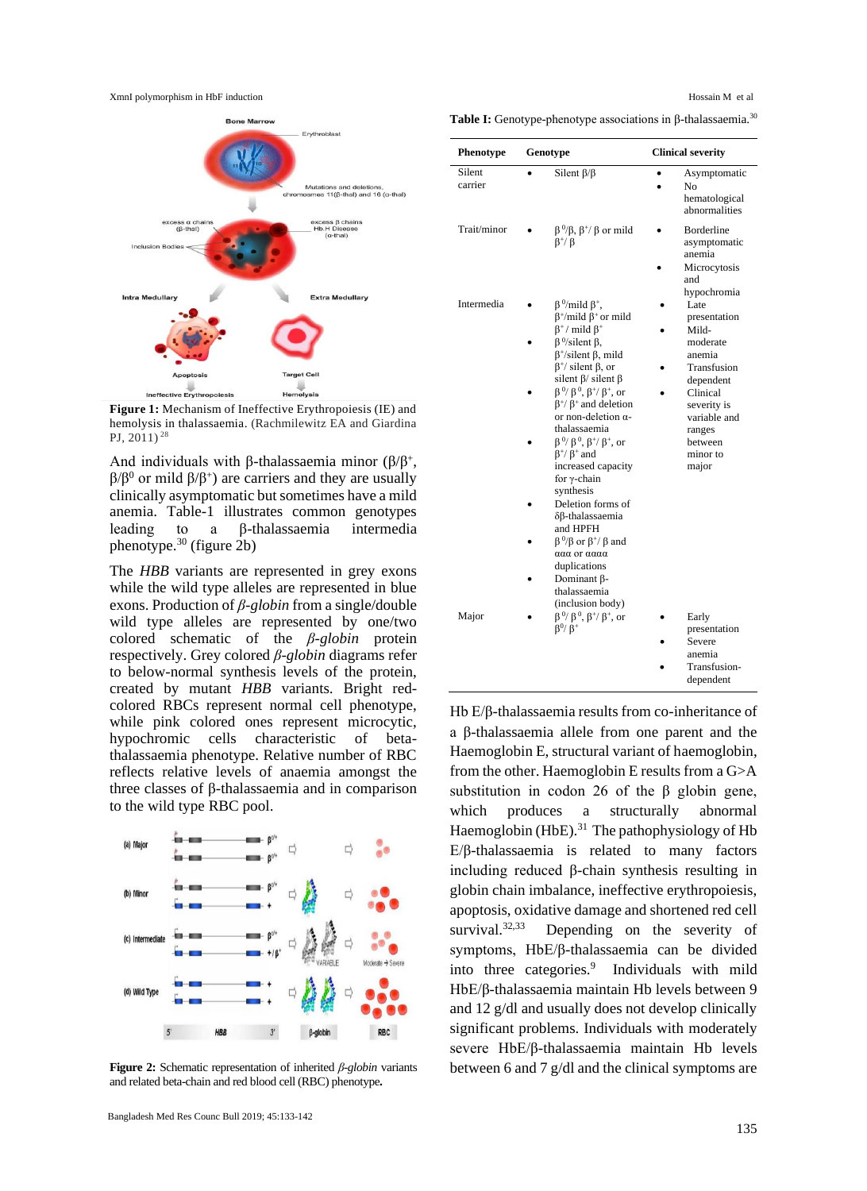**Figure 1:** Mechanism of Ineffective Erythropoiesis (IE) and hemolysis in thalassaemia. (Rachmilewitz EA and Giardina PJ, 2011)[28]

And individuals with β-thalassaemia minor ($\beta/\beta^+$, $\beta/\beta^0$ or mild $\beta/\beta^+$) are carriers and they are usually clinically asymptomatic but sometimes have a mild anemia. Table-1 illustrates common genotypes leading to a β-thalassaemia intermedia phenotype.[30] (figure 2b)

The *HBB* variants are represented in grey exons while the wild type alleles are represented in blue exons. Production of *β-globin* from a single/double wild type alleles are represented by one/two colored schematic of the *β-globin* protein respectively. Grey colored *β-globin* diagrams refer to below-normal synthesis levels of the protein, created by mutant *HBB* variants. Bright red-colored RBCs represent normal cell phenotype, while pink colored ones represent microcytic, hypochromic cells characteristic of beta-thalassaemia phenotype. Relative number of RBC reflects relative levels of anaemia amongst the three classes of β-thalassaemia and in comparison to the wild type RBC pool.

**Figure 2:** Schematic representation of inherited *β-globin* variants and related beta-chain and red blood cell (RBC) phenotype.

**Table I:** Genotype-phenotype associations in β-thalassaemia.[30]

| Phenotype | Genotype | Clinical severity |
|---|---|---|
| Silent carrier | • Silent β/β | • Asymptomatic<br>• No hematological abnormalities |
| Trait/minor | • $\beta^0/\beta$, $\beta^+/\beta$ or mild $\beta^+/\beta$ | • Borderline asymptomatic anemia<br>• Microcytosis and hypochromia |
| Intermedia | • $\beta^0$/mild $\beta^+$, $\beta^+$/mild $\beta^+$ or mild $\beta^+$/ mild $\beta^+$<br>• $\beta^0$/silent β, $\beta^+$/silent β, mild $\beta^+$/ silent β, or silent β/ silent β<br>• $\beta^0/\beta^0$, $\beta^+/\beta^+$, or $\beta^+/\beta^+$ and deletion or non-deletion α-thalassaemia<br>• $\beta^0/\beta^0$, $\beta^+/\beta^+$, or $\beta^+/\beta^+$ and increased capacity for γ-chain synthesis<br>• Deletion forms of δβ-thalassaemia and HPFH<br>• $\beta^0/\beta$ or $\beta^+/\beta$ and ααα or αααα duplications<br>• Dominant β-thalassaemia (inclusion body) | • Late presentation<br>• Mild-moderate anemia<br>• Transfusion dependent<br>• Clinical severity is variable and ranges between minor to major |
| Major | • $\beta^0/\beta^0$, $\beta^+/\beta^+$, or $\beta^0/\beta^+$ | • Early presentation<br>• Severe anemia<br>• Transfusion-dependent |

Hb E/β-thalassaemia results from co-inheritance of a β-thalassaemia allele from one parent and the Haemoglobin E, structural variant of haemoglobin, from the other. Haemoglobin E results from a G>A substitution in codon 26 of the β globin gene, which produces a structurally abnormal Haemoglobin (HbE).[31] The pathophysiology of Hb E/β-thalassaemia is related to many factors including reduced β-chain synthesis resulting in globin chain imbalance, ineffective erythropoiesis, apoptosis, oxidative damage and shortened red cell survival.[32,33] Depending on the severity of symptoms, HbE/β-thalassaemia can be divided into three categories.[9] Individuals with mild HbE/β-thalassaemia maintain Hb levels between 9 and 12 g/dl and usually does not develop clinically significant problems. Individuals with moderately severe HbE/β-thalassaemia maintain Hb levels between 6 and 7 g/dl and the clinical symptoms are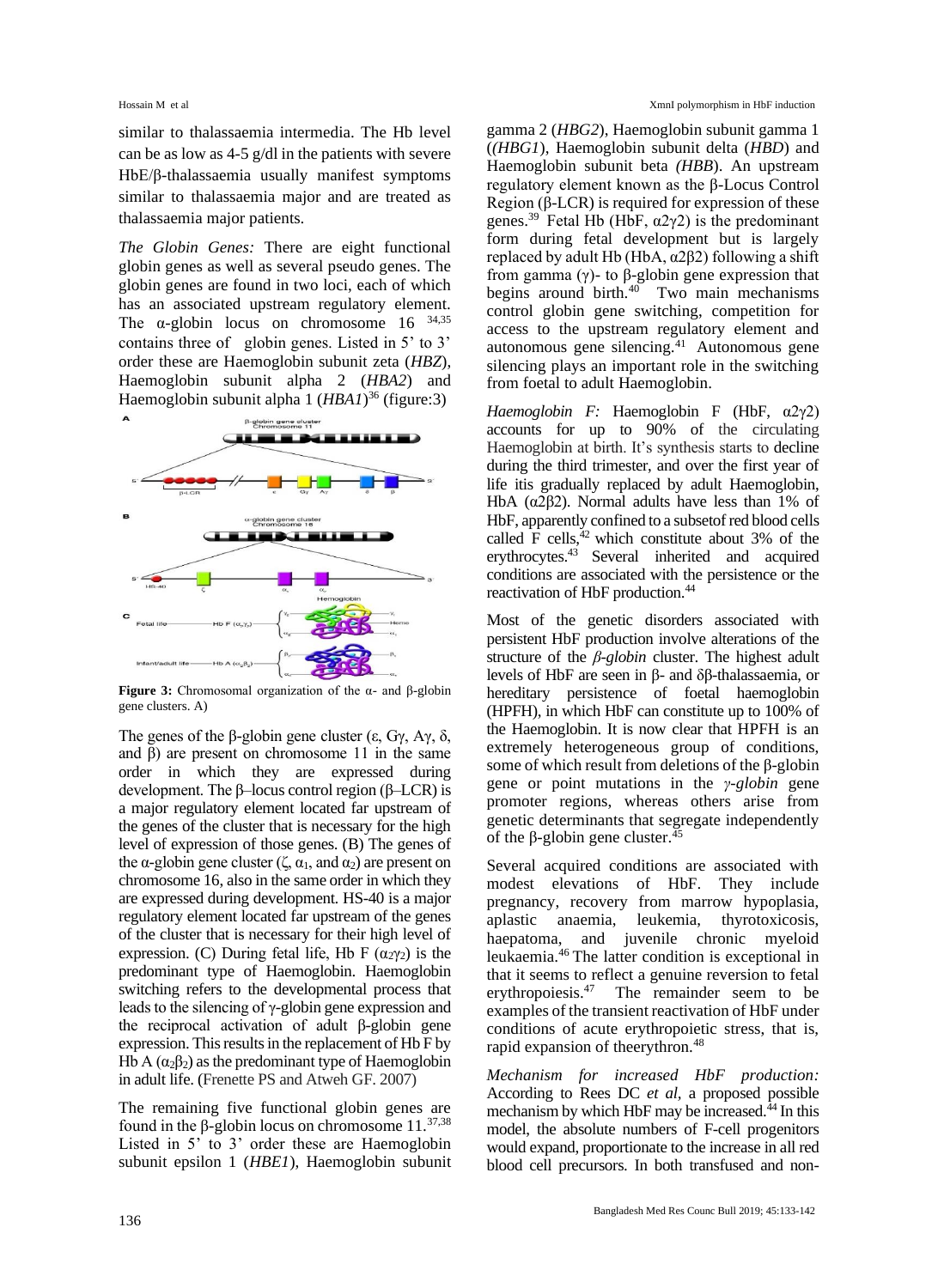similar to thalassaemia intermedia. The Hb level can be as low as 4-5 g/dl in the patients with severe HbE/β-thalassaemia usually manifest symptoms similar to thalassaemia major and are treated as thalassaemia major patients.

*The Globin Genes:* There are eight functional globin genes as well as several pseudo genes. The globin genes are found in two loci, each of which has an associated upstream regulatory element. The α-globin locus on chromosome 16 [34,35] contains three of globin genes. Listed in 5' to 3' order these are Haemoglobin subunit zeta (*HBZ*), Haemoglobin subunit alpha 2 (*HBA2*) and Haemoglobin subunit alpha 1 (*HBA1*)[36] (figure:3)

**Figure 3:** Chromosomal organization of the α- and β-globin gene clusters. A)

The genes of the β-globin gene cluster (ε, Gγ, Aγ, δ, and β) are present on chromosome 11 in the same order in which they are expressed during development. The β–locus control region (β–LCR) is a major regulatory element located far upstream of the genes of the cluster that is necessary for the high level of expression of those genes. (B) The genes of the α-globin gene cluster (ζ, $\alpha_1$, and $\alpha_2$) are present on chromosome 16, also in the same order in which they are expressed during development. HS-40 is a major regulatory element located far upstream of the genes of the cluster that is necessary for their high level of expression. (C) During fetal life, Hb F ($\alpha_2\gamma_2$) is the predominant type of Haemoglobin. Haemoglobin switching refers to the developmental process that leads to the silencing of γ-globin gene expression and the reciprocal activation of adult β-globin gene expression. This results in the replacement of Hb F by Hb A ($\alpha_2\beta_2$) as the predominant type of Haemoglobin in adult life. (Frenette PS and Atweh GF. 2007)

The remaining five functional globin genes are found in the β-globin locus on chromosome 11.[37,38] Listed in 5' to 3' order these are Haemoglobin subunit epsilon 1 (*HBE1*), Haemoglobin subunit gamma 2 (*HBG2*), Haemoglobin subunit gamma 1 ((*HBG1*), Haemoglobin subunit delta (*HBD*) and Haemoglobin subunit beta (*HBB*). An upstream regulatory element known as the β-Locus Control Region (β-LCR) is required for expression of these genes.[39] Fetal Hb (HbF, α2γ2) is the predominant form during fetal development but is largely replaced by adult Hb (HbA, α2β2) following a shift from gamma (γ)- to β-globin gene expression that begins around birth.[40] Two main mechanisms control globin gene switching, competition for access to the upstream regulatory element and autonomous gene silencing.[41] Autonomous gene silencing plays an important role in the switching from foetal to adult Haemoglobin.

*Haemoglobin F:* Haemoglobin F (HbF, α2γ2) accounts for up to 90% of the circulating Haemoglobin at birth. It's synthesis starts to decline during the third trimester, and over the first year of life itis gradually replaced by adult Haemoglobin, HbA (α2β2). Normal adults have less than 1% of HbF, apparently confined to a subsetof red blood cells called F cells,[42] which constitute about 3% of the erythrocytes.[43] Several inherited and acquired conditions are associated with the persistence or the reactivation of HbF production.[44]

Most of the genetic disorders associated with persistent HbF production involve alterations of the structure of the *β-globin* cluster. The highest adult levels of HbF are seen in β- and δβ-thalassaemia, or hereditary persistence of foetal haemoglobin (HPFH), in which HbF can constitute up to 100% of the Haemoglobin. It is now clear that HPFH is an extremely heterogeneous group of conditions, some of which result from deletions of the β-globin gene or point mutations in the *γ-globin* gene promoter regions, whereas others arise from genetic determinants that segregate independently of the β-globin gene cluster.[45]

Several acquired conditions are associated with modest elevations of HbF. They include pregnancy, recovery from marrow hypoplasia, aplastic anaemia, leukemia, thyrotoxicosis, haepatoma, and juvenile chronic myeloid leukaemia.[46] The latter condition is exceptional in that it seems to reflect a genuine reversion to fetal erythropoiesis.[47] The remainder seem to be examples of the transient reactivation of HbF under conditions of acute erythropoietic stress, that is, rapid expansion of theerythron.[48]

*Mechanism for increased HbF production:* According to Rees DC *et al*, a proposed possible mechanism by which HbF may be increased.[44] In this model, the absolute numbers of F-cell progenitors would expand, proportionate to the increase in all red blood cell precursors. In both transfused and non-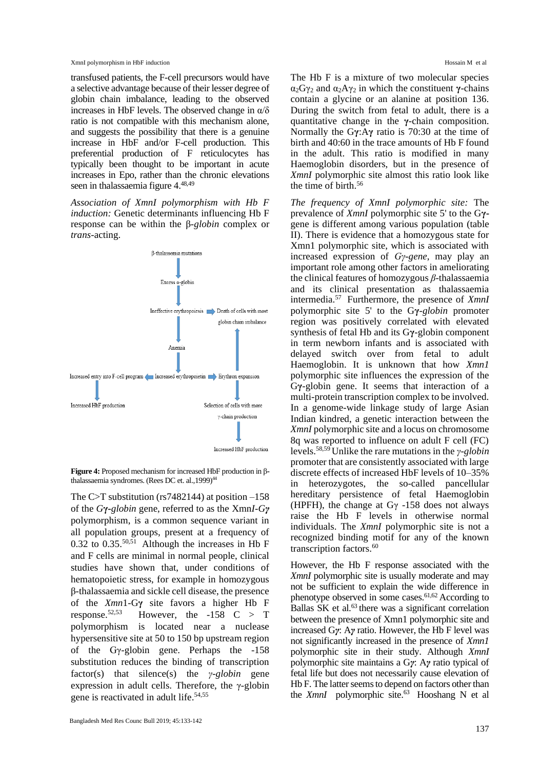transfused patients, the F-cell precursors would have a selective advantage because of their lesser degree of globin chain imbalance, leading to the observed increases in HbF levels. The observed change in α/δ ratio is not compatible with this mechanism alone, and suggests the possibility that there is a genuine increase in HbF and/or F-cell production. This preferential production of F reticulocytes has typically been thought to be important in acute increases in Epo, rather than the chronic elevations seen in thalassaemia figure 4.[48,49]

*Association of XmnI polymorphism with Hb F induction:* Genetic determinants influencing Hb F response can be within the β-*globin* complex or *trans*-acting.

β-thalassemia mutations → Excess α-globin → Ineffective erythropoiesis → Death of cells with most globin chain imbalance; Ineffective erythropoiesis → Anemia → Increased erythropoietin → Increased entry into F-cell program → Increased HbF production; Increased erythropoietin → Erythron expansion → Selection of cells with more γ-chain production → Increased HbF production

**Figure 4:** Proposed mechanism for increased HbF production in β-thalassaemia syndromes. (Rees DC et. al.,1999)[44]

The C>T substitution (rs7482144) at position –158 of the *G***γ***-globin* gene, referred to as the Xmn*I-Gγ* polymorphism, is a common sequence variant in all population groups, present at a frequency of 0.32 to 0.35.[50,51] Although the increases in Hb F and F cells are minimal in normal people, clinical studies have shown that, under conditions of hematopoietic stress, for example in homozygous β-thalassaemia and sickle cell disease, the presence of the *Xmn*1-G**γ** site favors a higher Hb F response.[52,53] However, the -158 C > T polymorphism is located near a nuclease hypersensitive site at 50 to 150 bp upstream region of the Gγ-globin gene. Perhaps the -158 substitution reduces the binding of transcription factor(s) that silence(s) the *γ-globin* gene expression in adult cells. Therefore, the γ-globin gene is reactivated in adult life.[54,55]

The Hb F is a mixture of two molecular species $\alpha_2G\gamma_2$ and $\alpha_2A\gamma_2$ in which the constituent **γ**-chains contain a glycine or an alanine at position 136. During the switch from fetal to adult, there is a quantitative change in the **γ**-chain composition. Normally the G**γ**:A**γ** ratio is 70:30 at the time of birth and 40:60 in the trace amounts of Hb F found in the adult. This ratio is modified in many Haemoglobin disorders, but in the presence of *XmnI* polymorphic site almost this ratio look like the time of birth.[56]

*The frequency of XmnI polymorphic site:* The prevalence of *XmnI* polymorphic site 5' to the G**γ**-gene is different among various population (table II). There is evidence that a homozygous state for Xmn1 polymorphic site, which is associated with increased expression of *Gγ-gene*, may play an important role among other factors in ameliorating the clinical features of homozygous *β*-thalassaemia and its clinical presentation as thalassaemia intermedia.[57] Furthermore, the presence of *XmnI* polymorphic site 5' to the G**γ***-globin* promoter region was positively correlated with elevated synthesis of fetal Hb and its G**γ**-globin component in term newborn infants and is associated with delayed switch over from fetal to adult Haemoglobin. It is unknown that how *Xmn1* polymorphic site influences the expression of the G**γ**-globin gene. It seems that interaction of a multi-protein transcription complex to be involved. In a genome-wide linkage study of large Asian Indian kindred, a genetic interaction between the *XmnI* polymorphic site and a locus on chromosome 8q was reported to influence on adult F cell (FC) levels.[58,59] Unlike the rare mutations in the *γ-globin* promoter that are consistently associated with large discrete effects of increased HbF levels of 10–35% in heterozygotes, the so-called pancellular hereditary persistence of fetal Haemoglobin (HPFH), the change at Gγ -158 does not always raise the Hb F levels in otherwise normal individuals. The *XmnI* polymorphic site is not a recognized binding motif for any of the known transcription factors.[60]

However, the Hb F response associated with the *XmnI* polymorphic site is usually moderate and may not be sufficient to explain the wide difference in phenotype observed in some cases.[61,62] According to Ballas SK et al.[63] there was a significant correlation between the presence of Xmn1 polymorphic site and increased G*γ*: A*γ* ratio. However, the Hb F level was not significantly increased in the presence of *Xmn1* polymorphic site in their study. Although *XmnI* polymorphic site maintains a G*γ*: A*γ* ratio typical of fetal life but does not necessarily cause elevation of Hb F. The latter seems to depend on factors other than the *XmnI* polymorphic site.[63] Hooshang N et al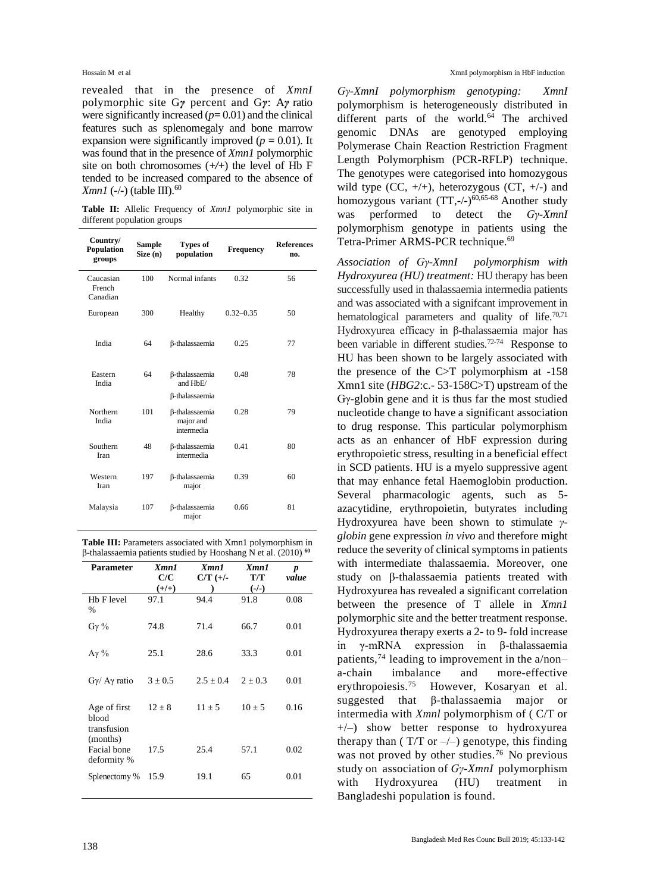revealed that in the presence of *XmnI* polymorphic site G***γ*** percent and G***γ***: A***γ*** ratio were significantly increased ($p$= 0.01) and the clinical features such as splenomegaly and bone marrow expansion were significantly improved ($p$ = 0.01). It was found that in the presence of *Xmn1* polymorphic site on both chromosomes (+/+) the level of Hb F tended to be increased compared to the absence of *Xmn1* (-/-) (table III).[60]

**Table II:** Allelic Frequency of *Xmn1* polymorphic site in different population groups

| Country/ Population groups | Sample Size (n) | Types of population | Frequency | References no. |
|---|---|---|---|---|
| Caucasian French Canadian | 100 | Normal infants | 0.32 | 56 |
| European | 300 | Healthy | 0.32–0.35 | 50 |
| India | 64 | β-thalassaemia | 0.25 | 77 |
| Eastern India | 64 | β-thalassaemia and HbE/ β-thalassaemia | 0.48 | 78 |
| Northern India | 101 | β-thalassaemia major and intermedia | 0.28 | 79 |
| Southern Iran | 48 | β-thalassaemia intermedia | 0.41 | 80 |
| Western Iran | 197 | β-thalassaemia major | 0.39 | 60 |
| Malaysia | 107 | β-thalassaemia major | 0.66 | 81 |

**Table III:** Parameters associated with Xmn1 polymorphism in β-thalassaemia patients studied by Hooshang N et al. (2010) [60]

| Parameter | *Xmn1* C/C (+/+) | *Xmn1* C/T (+/-) | *Xmn1* T/T (-/-) | *p value* |
|---|---|---|---|---|
| Hb F level % | 97.1 | 94.4 | 91.8 | 0.08 |
| Gγ % | 74.8 | 71.4 | 66.7 | 0.01 |
| Aγ % | 25.1 | 28.6 | 33.3 | 0.01 |
| Gγ/ Aγ ratio | 3 ± 0.5 | 2.5 ± 0.4 | 2 ± 0.3 | 0.01 |
| Age of first blood transfusion (months) | 12 ± 8 | 11 ± 5 | 10 ± 5 | 0.16 |
| Facial bone deformity % | 17.5 | 25.4 | 57.1 | 0.02 |
| Splenectomy % | 15.9 | 19.1 | 65 | 0.01 |

*Gγ-XmnI polymorphism genotyping:* *XmnI* polymorphism is heterogeneously distributed in different parts of the world.[64] The archived genomic DNAs are genotyped employing Polymerase Chain Reaction Restriction Fragment Length Polymorphism (PCR-RFLP) technique. The genotypes were categorised into homozygous wild type (CC, +/+), heterozygous (CT, +/-) and homozygous variant (TT,-/-)[60,65-68] Another study was performed to detect the *Gγ-XmnI* polymorphism genotype in patients using the Tetra-Primer ARMS-PCR technique.[69]

*Association of Gγ-XmnI polymorphism with Hydroxyurea (HU) treatment:* HU therapy has been successfully used in thalassaemia intermedia patients and was associated with a signifcant improvement in hematological parameters and quality of life.[70,71] Hydroxyurea efficacy in β-thalassaemia major has been variable in different studies.[72-74] Response to HU has been shown to be largely associated with the presence of the C>T polymorphism at -158 Xmn1 site (*HBG2*:c.- 53-158C>T) upstream of the Gγ-globin gene and it is thus far the most studied nucleotide change to have a significant association to drug response. This particular polymorphism acts as an enhancer of HbF expression during erythropoietic stress, resulting in a beneficial effect in SCD patients. HU is a myelo suppressive agent that may enhance fetal Haemoglobin production. Several pharmacologic agents, such as 5-azacytidine, erythropoietin, butyrates including Hydroxyurea have been shown to stimulate *γ-globin* gene expression *in vivo* and therefore might reduce the severity of clinical symptoms in patients with intermediate thalassaemia. Moreover, one study on β-thalassaemia patients treated with Hydroxyurea has revealed a significant correlation between the presence of T allele in *Xmn1* polymorphic site and the better treatment response. Hydroxyurea therapy exerts a 2- to 9- fold increase in γ-mRNA expression in β-thalassaemia patients,[74] leading to improvement in the a/non–a-chain imbalance and more-effective erythropoiesis.[75] However, Kosaryan et al. suggested that β-thalassaemia major or intermedia with *Xmnl* polymorphism of ( C/T or +/–) show better response to hydroxyurea therapy than ( T/T or –/–) genotype, this finding was not proved by other studies.[76] No previous study on association of *Gγ-XmnI* polymorphism with Hydroxyurea (HU) treatment in Bangladeshi population is found.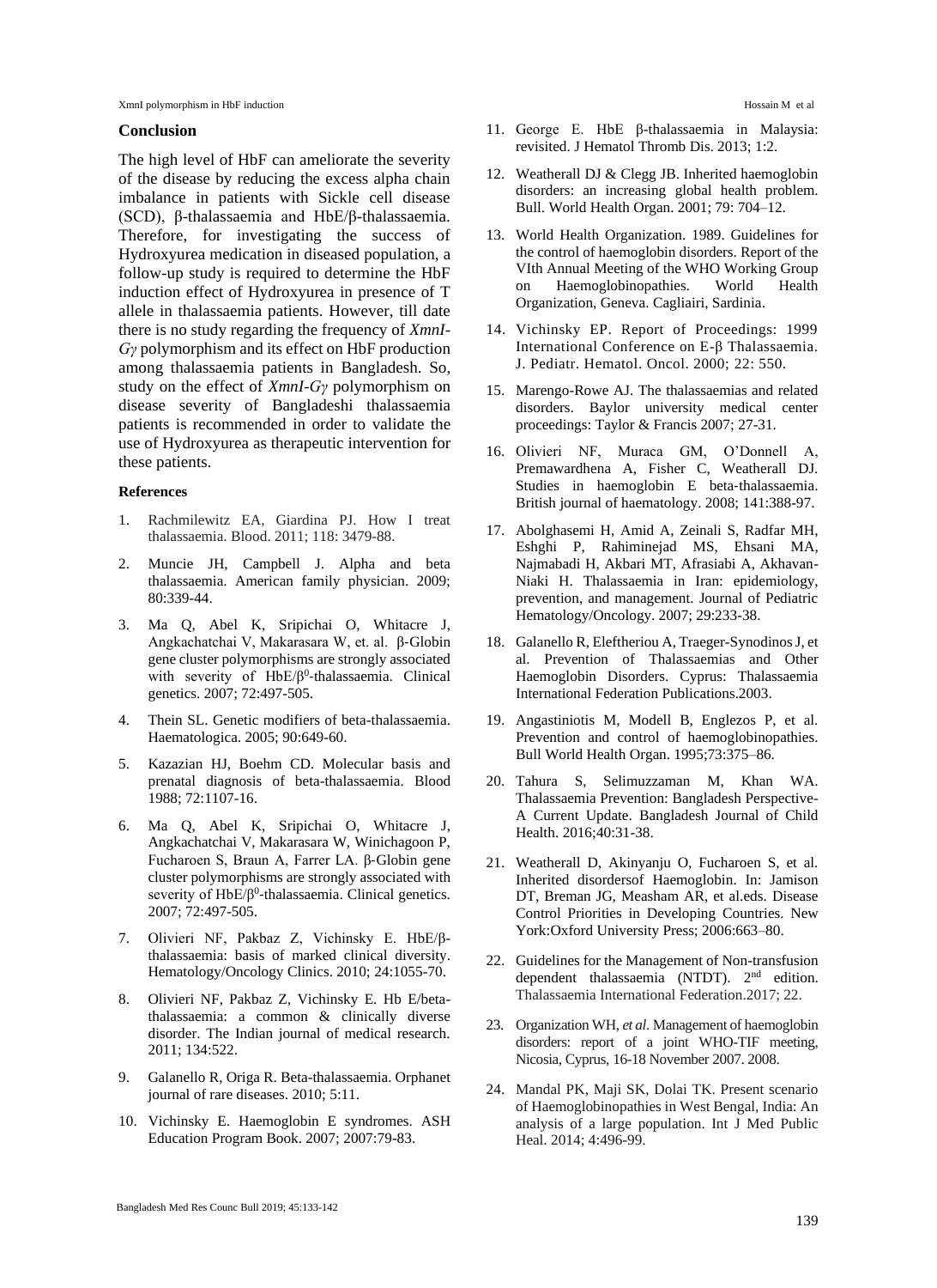## Conclusion

The high level of HbF can ameliorate the severity of the disease by reducing the excess alpha chain imbalance in patients with Sickle cell disease (SCD), β-thalassaemia and HbE/β-thalassaemia. Therefore, for investigating the success of Hydroxyurea medication in diseased population, a follow-up study is required to determine the HbF induction effect of Hydroxyurea in presence of T allele in thalassaemia patients. However, till date there is no study regarding the frequency of *XmnI-Gγ* polymorphism and its effect on HbF production among thalassaemia patients in Bangladesh. So, study on the effect of *XmnI-Gγ* polymorphism on disease severity of Bangladeshi thalassaemia patients is recommended in order to validate the use of Hydroxyurea as therapeutic intervention for these patients.

### References

1. Rachmilewitz EA, Giardina PJ. How I treat thalassaemia. Blood. 2011; 118: 3479-88.
2. Muncie JH, Campbell J. Alpha and beta thalassaemia. American family physician. 2009; 80:339-44.
3. Ma Q, Abel K, Sripichai O, Whitacre J, Angkachatchai V, Makarasara W, et. al. β-Globin gene cluster polymorphisms are strongly associated with severity of HbE/$\beta^0$-thalassaemia. Clinical genetics. 2007; 72:497-505.
4. Thein SL. Genetic modifiers of beta-thalassaemia. Haematologica. 2005; 90:649-60.
5. Kazazian HJ, Boehm CD. Molecular basis and prenatal diagnosis of beta-thalassaemia. Blood 1988; 72:1107-16.
6. Ma Q, Abel K, Sripichai O, Whitacre J, Angkachatchai V, Makarasara W, Winichagoon P, Fucharoen S, Braun A, Farrer LA. β-Globin gene cluster polymorphisms are strongly associated with severity of HbE/$\beta^0$-thalassaemia. Clinical genetics. 2007; 72:497-505.
7. Olivieri NF, Pakbaz Z, Vichinsky E. HbE/β-thalassaemia: basis of marked clinical diversity. Hematology/Oncology Clinics. 2010; 24:1055-70.
8. Olivieri NF, Pakbaz Z, Vichinsky E. Hb E/beta-thalassaemia: a common & clinically diverse disorder. The Indian journal of medical research. 2011; 134:522.
9. Galanello R, Origa R. Beta-thalassaemia. Orphanet journal of rare diseases. 2010; 5:11.
10. Vichinsky E. Haemoglobin E syndromes. ASH Education Program Book. 2007; 2007:79-83.
11. George E. HbE β-thalassaemia in Malaysia: revisited. J Hematol Thromb Dis. 2013; 1:2.
12. Weatherall DJ & Clegg JB. Inherited haemoglobin disorders: an increasing global health problem. Bull. World Health Organ. 2001; 79: 704–12.
13. World Health Organization. 1989. Guidelines for the control of haemoglobin disorders. Report of the VIth Annual Meeting of the WHO Working Group on Haemoglobinopathies. World Health Organization, Geneva. Cagliairi, Sardinia.
14. Vichinsky EP. Report of Proceedings: 1999 International Conference on E-β Thalassaemia. J. Pediatr. Hematol. Oncol. 2000; 22: 550.
15. Marengo-Rowe AJ. The thalassaemias and related disorders. Baylor university medical center proceedings: Taylor & Francis 2007; 27-31.
16. Olivieri NF, Muraca GM, O'Donnell A, Premawardhena A, Fisher C, Weatherall DJ. Studies in haemoglobin E beta-thalassaemia. British journal of haematology. 2008; 141:388-97.
17. Abolghasemi H, Amid A, Zeinali S, Radfar MH, Eshghi P, Rahiminejad MS, Ehsani MA, Najmabadi H, Akbari MT, Afrasiabi A, Akhavan-Niaki H. Thalassaemia in Iran: epidemiology, prevention, and management. Journal of Pediatric Hematology/Oncology. 2007; 29:233-38.
18. Galanello R, Eleftheriou A, Traeger-Synodinos J, et al. Prevention of Thalassaemias and Other Haemoglobin Disorders. Cyprus: Thalassaemia International Federation Publications.2003.
19. Angastiniotis M, Modell B, Englezos P, et al. Prevention and control of haemoglobinopathies. Bull World Health Organ. 1995;73:375–86.
20. Tahura S, Selimuzzaman M, Khan WA. Thalassaemia Prevention: Bangladesh Perspective-A Current Update. Bangladesh Journal of Child Health. 2016;40:31-38.
21. Weatherall D, Akinyanju O, Fucharoen S, et al. Inherited disordersof Haemoglobin. In: Jamison DT, Breman JG, Measham AR, et al.eds. Disease Control Priorities in Developing Countries. New York:Oxford University Press; 2006:663–80.
22. Guidelines for the Management of Non-transfusion dependent thalassaemia (NTDT). 2nd edition. Thalassaemia International Federation.2017; 22.
23. Organization WH, *et al*. Management of haemoglobin disorders: report of a joint WHO-TIF meeting, Nicosia, Cyprus, 16-18 November 2007. 2008.
24. Mandal PK, Maji SK, Dolai TK. Present scenario of Haemoglobinopathies in West Bengal, India: An analysis of a large population. Int J Med Public Heal. 2014; 4:496-99.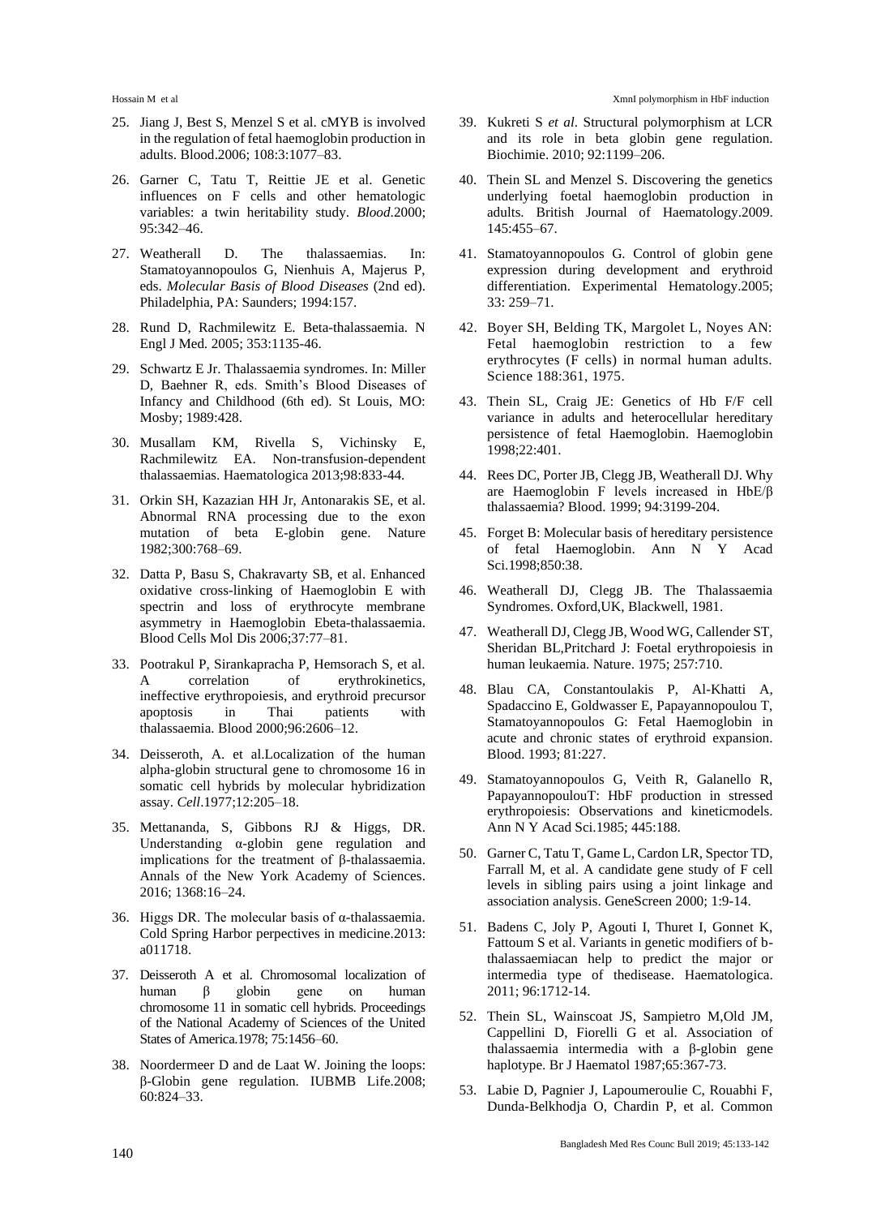25. Jiang J, Best S, Menzel S et al. cMYB is involved in the regulation of fetal haemoglobin production in adults. Blood.2006; 108:3:1077–83.

26. Garner C, Tatu T, Reittie JE et al. Genetic influences on F cells and other hematologic variables: a twin heritability study. *Blood*.2000; 95:342–46.

27. Weatherall D. The thalassaemias. In: Stamatoyannopoulos G, Nienhuis A, Majerus P, eds. *Molecular Basis of Blood Diseases* (2nd ed). Philadelphia, PA: Saunders; 1994:157.

28. Rund D, Rachmilewitz E. Beta-thalassaemia. N Engl J Med. 2005; 353:1135-46.

29. Schwartz E Jr. Thalassaemia syndromes. In: Miller D, Baehner R, eds. Smith's Blood Diseases of Infancy and Childhood (6th ed). St Louis, MO: Mosby; 1989:428.

30. Musallam KM, Rivella S, Vichinsky E, Rachmilewitz EA. Non-transfusion-dependent thalassaemias. Haematologica 2013;98:833-44.

31. Orkin SH, Kazazian HH Jr, Antonarakis SE, et al. Abnormal RNA processing due to the exon mutation of beta E-globin gene. Nature 1982;300:768–69.

32. Datta P, Basu S, Chakravarty SB, et al. Enhanced oxidative cross-linking of Haemoglobin E with spectrin and loss of erythrocyte membrane asymmetry in Haemoglobin Ebeta-thalassaemia. Blood Cells Mol Dis 2006;37:77–81.

33. Pootrakul P, Sirankapracha P, Hemsorach S, et al. A correlation of erythrokinetics, ineffective erythropoiesis, and erythroid precursor apoptosis in Thai patients with thalassaemia. Blood 2000;96:2606–12.

34. Deisseroth, A. et al.Localization of the human alpha-globin structural gene to chromosome 16 in somatic cell hybrids by molecular hybridization assay. *Cell*.1977;12:205–18.

35. Mettananda, S, Gibbons RJ & Higgs, DR. Understanding α-globin gene regulation and implications for the treatment of β-thalassaemia. Annals of the New York Academy of Sciences. 2016; 1368:16–24.

36. Higgs DR. The molecular basis of α-thalassaemia. Cold Spring Harbor perpectives in medicine.2013: a011718.

37. Deisseroth A et al. Chromosomal localization of human β globin gene on human chromosome 11 in somatic cell hybrids. Proceedings of the National Academy of Sciences of the United States of America.1978; 75:1456–60.

38. Noordermeer D and de Laat W. Joining the loops: β-Globin gene regulation. IUBMB Life.2008; 60:824–33.

39. Kukreti S *et al*. Structural polymorphism at LCR and its role in beta globin gene regulation. Biochimie. 2010; 92:1199–206.

40. Thein SL and Menzel S. Discovering the genetics underlying foetal haemoglobin production in adults. British Journal of Haematology.2009. 145:455–67.

41. Stamatoyannopoulos G. Control of globin gene expression during development and erythroid differentiation. Experimental Hematology.2005; 33: 259–71.

42. Boyer SH, Belding TK, Margolet L, Noyes AN: Fetal haemoglobin restriction to a few erythrocytes (F cells) in normal human adults. Science 188:361, 1975.

43. Thein SL, Craig JE: Genetics of Hb F/F cell variance in adults and heterocellular hereditary persistence of fetal Haemoglobin. Haemoglobin 1998;22:401.

44. Rees DC, Porter JB, Clegg JB, Weatherall DJ. Why are Haemoglobin F levels increased in HbE/β thalassaemia? Blood. 1999; 94:3199-204.

45. Forget B: Molecular basis of hereditary persistence of fetal Haemoglobin. Ann N Y Acad Sci.1998;850:38.

46. Weatherall DJ, Clegg JB. The Thalassaemia Syndromes. Oxford,UK, Blackwell, 1981.

47. Weatherall DJ, Clegg JB, Wood WG, Callender ST, Sheridan BL,Pritchard J: Foetal erythropoiesis in human leukaemia. Nature. 1975; 257:710.

48. Blau CA, Constantoulakis P, Al-Khatti A, Spadaccino E, Goldwasser E, Papayannopoulou T, Stamatoyannopoulos G: Fetal Haemoglobin in acute and chronic states of erythroid expansion. Blood. 1993; 81:227.

49. Stamatoyannopoulos G, Veith R, Galanello R, PapayannopoulouT: HbF production in stressed erythropoiesis: Observations and kineticmodels. Ann N Y Acad Sci.1985; 445:188.

50. Garner C, Tatu T, Game L, Cardon LR, Spector TD, Farrall M, et al. A candidate gene study of F cell levels in sibling pairs using a joint linkage and association analysis. GeneScreen 2000; 1:9-14.

51. Badens C, Joly P, Agouti I, Thuret I, Gonnet K, Fattoum S et al. Variants in genetic modifiers of b-thalassaemiacan help to predict the major or intermedia type of thedisease. Haematologica. 2011; 96:1712-14.

52. Thein SL, Wainscoat JS, Sampietro M,Old JM, Cappellini D, Fiorelli G et al. Association of thalassaemia intermedia with a β-globin gene haplotype. Br J Haematol 1987;65:367-73.

53. Labie D, Pagnier J, Lapoumeroulie C, Rouabhi F, Dunda-Belkhodja O, Chardin P, et al. Common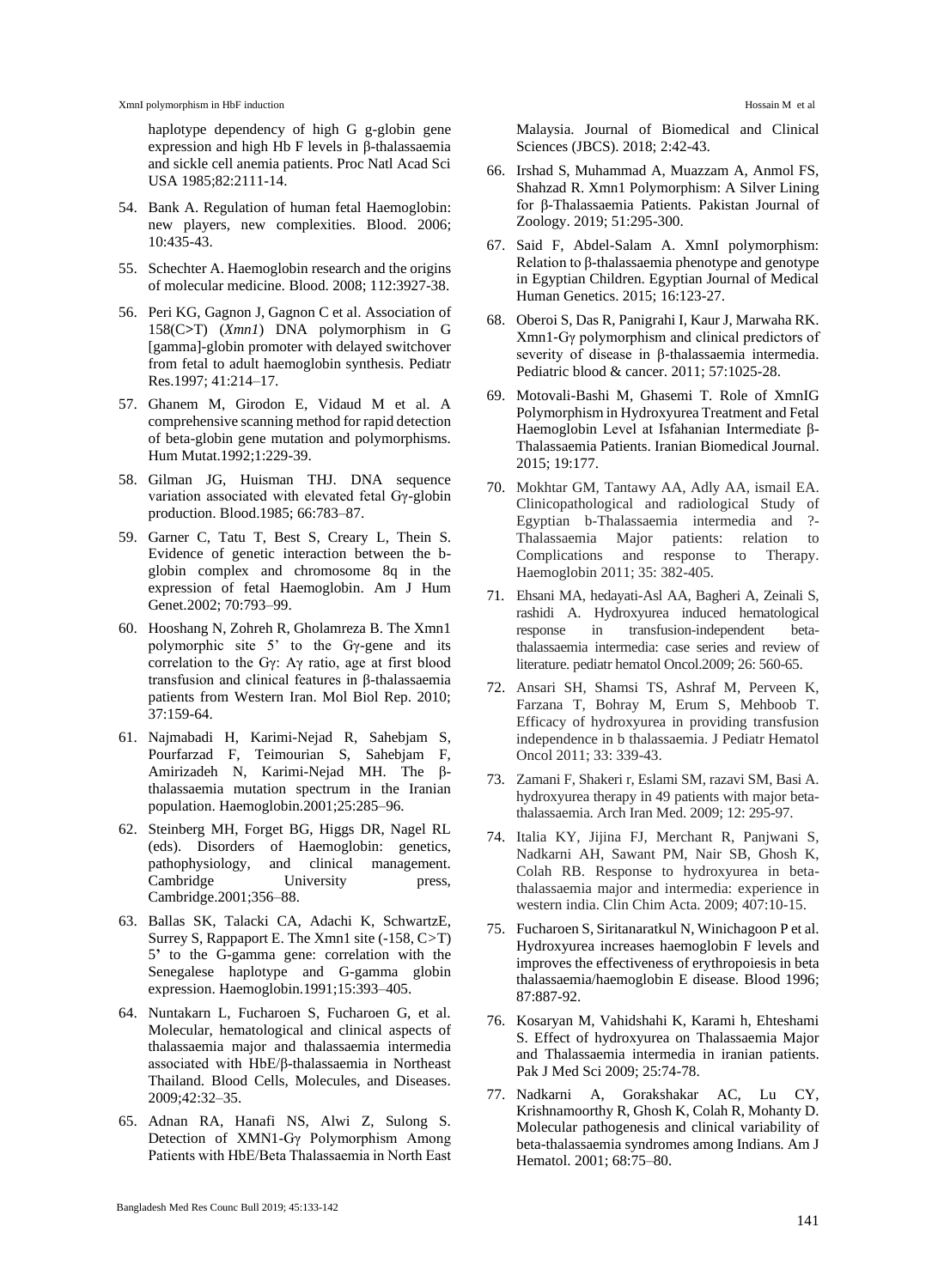haplotype dependency of high G g-globin gene expression and high Hb F levels in β-thalassaemia and sickle cell anemia patients. Proc Natl Acad Sci USA 1985;82:2111-14.

54. Bank A. Regulation of human fetal Haemoglobin: new players, new complexities. Blood. 2006; 10:435-43.

55. Schechter A. Haemoglobin research and the origins of molecular medicine. Blood. 2008; 112:3927-38.

56. Peri KG, Gagnon J, Gagnon C et al. Association of 158(C>T) (*Xmn1*) DNA polymorphism in G [gamma]-globin promoter with delayed switchover from fetal to adult haemoglobin synthesis. Pediatr Res.1997; 41:214–17.

57. Ghanem M, Girodon E, Vidaud M et al. A comprehensive scanning method for rapid detection of beta-globin gene mutation and polymorphisms. Hum Mutat.1992;1:229-39.

58. Gilman JG, Huisman THJ. DNA sequence variation associated with elevated fetal Gγ-globin production. Blood.1985; 66:783–87.

59. Garner C, Tatu T, Best S, Creary L, Thein S. Evidence of genetic interaction between the b-globin complex and chromosome 8q in the expression of fetal Haemoglobin. Am J Hum Genet.2002; 70:793–99.

60. Hooshang N, Zohreh R, Gholamreza B. The Xmn1 polymorphic site 5' to the Gγ-gene and its correlation to the Gγ: Aγ ratio, age at first blood transfusion and clinical features in β-thalassaemia patients from Western Iran. Mol Biol Rep. 2010; 37:159-64.

61. Najmabadi H, Karimi-Nejad R, Sahebjam S, Pourfarzad F, Teimourian S, Sahebjam F, Amirizadeh N, Karimi-Nejad MH. The β-thalassaemia mutation spectrum in the Iranian population. Haemoglobin.2001;25:285–96.

62. Steinberg MH, Forget BG, Higgs DR, Nagel RL (eds). Disorders of Haemoglobin: genetics, pathophysiology, and clinical management. Cambridge University press, Cambridge.2001;356–88.

63. Ballas SK, Talacki CA, Adachi K, SchwartzE, Surrey S, Rappaport E. The Xmn1 site (-158, C>T) 5' to the G-gamma gene: correlation with the Senegalese haplotype and G-gamma globin expression. Haemoglobin.1991;15:393–405.

64. Nuntakarn L, Fucharoen S, Fucharoen G, et al. Molecular, hematological and clinical aspects of thalassaemia major and thalassaemia intermedia associated with HbE/β-thalassaemia in Northeast Thailand. Blood Cells, Molecules, and Diseases. 2009;42:32–35.

65. Adnan RA, Hanafi NS, Alwi Z, Sulong S. Detection of XMN1-Gγ Polymorphism Among Patients with HbE/Beta Thalassaemia in North East Malaysia. Journal of Biomedical and Clinical Sciences (JBCS). 2018; 2:42-43.

66. Irshad S, Muhammad A, Muzzam A, Anmol FS, Shahzad R. Xmn1 Polymorphism: A Silver Lining for β-Thalassaemia Patients. Pakistan Journal of Zoology. 2019; 51:295-300.

67. Said F, Abdel-Salam A. XmnI polymorphism: Relation to β-thalassaemia phenotype and genotype in Egyptian Children. Egyptian Journal of Medical Human Genetics. 2015; 16:123-27.

68. Oberoi S, Das R, Panigrahi I, Kaur J, Marwaha RK. Xmn1-Gγ polymorphism and clinical predictors of severity of disease in β-thalassaemia intermedia. Pediatric blood & cancer. 2011; 57:1025-28.

69. Motovali-Bashi M, Ghasemi T. Role of XmnIG Polymorphism in Hydroxyurea Treatment and Fetal Haemoglobin Level at Isfahanian Intermediate β-Thalassaemia Patients. Iranian Biomedical Journal. 2015; 19:177.

70. Mokhtar GM, Tantawy AA, Adly AA, ismail EA. Clinicopathological and radiological Study of Egyptian b-Thalassaemia intermedia and ?-Thalassaemia Major patients: relation to Complications and response to Therapy. Haemoglobin 2011; 35: 382-405.

71. Ehsani MA, hedayati-Asl AA, Bagheri A, Zeinali S, rashidi A. Hydroxyurea induced hematological response in transfusion-independent beta-thalassaemia intermedia: case series and review of literature. pediatr hematol Oncol.2009; 26: 560-65.

72. Ansari SH, Shamsi TS, Ashraf M, Perveen K, Farzana T, Bohray M, Erum S, Mehboob T. Efficacy of hydroxyurea in providing transfusion independence in b thalassaemia. J Pediatr Hematol Oncol 2011; 33: 339-43.

73. Zamani F, Shakeri r, Eslami SM, razavi SM, Basi A. hydroxyurea therapy in 49 patients with major beta-thalassaemia. Arch Iran Med. 2009; 12: 295-97.

74. Italia KY, Jijina FJ, Merchant R, Panjwani S, Nadkarni AH, Sawant PM, Nair SB, Ghosh K, Colah RB. Response to hydroxyurea in beta-thalassaemia major and intermedia: experience in western india. Clin Chim Acta. 2009; 407:10-15.

75. Fucharoen S, Siritanaratkul N, Winichagoon P et al. Hydroxyurea increases haemoglobin F levels and improves the effectiveness of erythropoiesis in beta thalassaemia/haemoglobin E disease. Blood 1996; 87:887-92.

76. Kosaryan M, Vahidshahi K, Karami h, Ehteshami S. Effect of hydroxyurea on Thalassaemia Major and Thalassaemia intermedia in iranian patients. Pak J Med Sci 2009; 25:74-78.

77. Nadkarni A, Gorakshakar AC, Lu CY, Krishnamoorthy R, Ghosh K, Colah R, Mohanty D. Molecular pathogenesis and clinical variability of beta-thalassaemia syndromes among Indians. Am J Hematol. 2001; 68:75–80.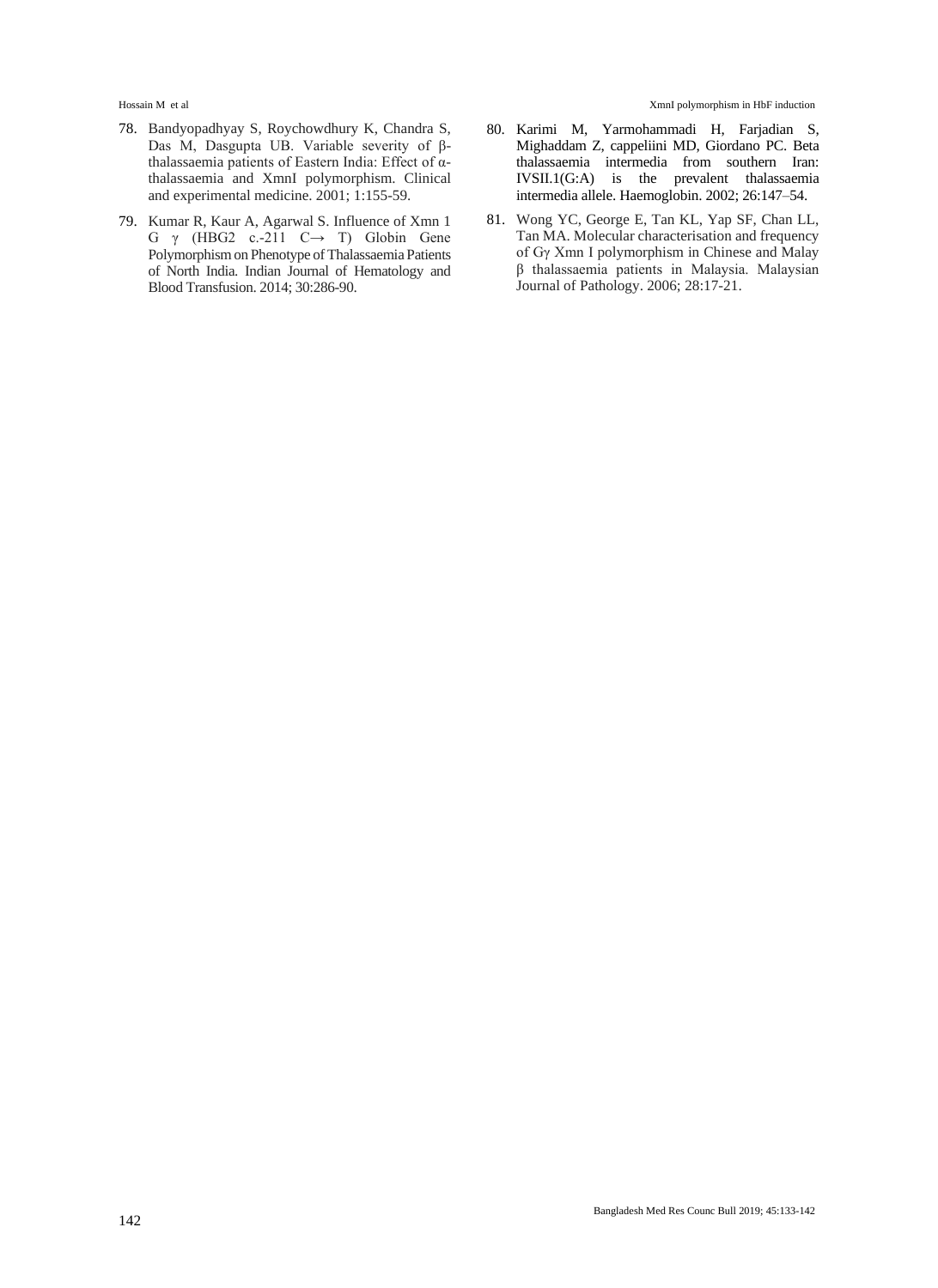78. Bandyopadhyay S, Roychowdhury K, Chandra S, Das M, Dasgupta UB. Variable severity of β-thalassaemia patients of Eastern India: Effect of α-thalassaemia and XmnI polymorphism. Clinical and experimental medicine. 2001; 1:155-59.

79. Kumar R, Kaur A, Agarwal S. Influence of Xmn 1 G γ (HBG2 c.-211 C→ T) Globin Gene Polymorphism on Phenotype of Thalassaemia Patients of North India. Indian Journal of Hematology and Blood Transfusion. 2014; 30:286-90.

80. Karimi M, Yarmohammadi H, Farjadian S, Mighaddam Z, cappeliini MD, Giordano PC. Beta thalassaemia intermedia from southern Iran: IVSII.1(G:A) is the prevalent thalassaemia intermedia allele. Haemoglobin. 2002; 26:147–54.

81. Wong YC, George E, Tan KL, Yap SF, Chan LL, Tan MA. Molecular characterisation and frequency of Gγ Xmn I polymorphism in Chinese and Malay β thalassaemia patients in Malaysia. Malaysian Journal of Pathology. 2006; 28:17-21.